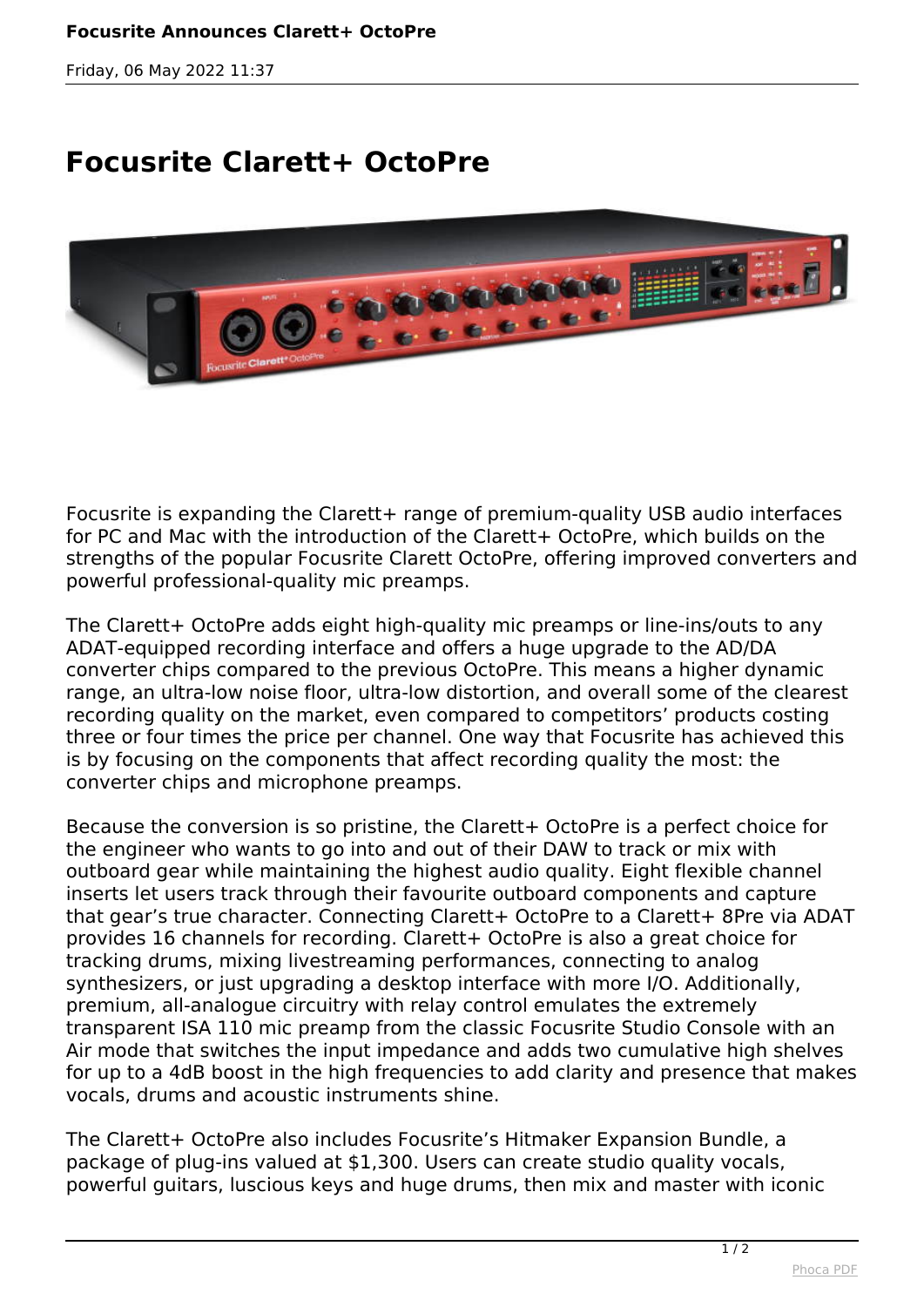# Focusrite Clarett+ OctoPre

Focusrite is expanding the Clarett+ range of premium-quality USB audio interfaces for PC and Mac with the introduction of the Clarett+ OctoPre, which builds on the strengths of the popular Focusrite Clarett OctoPre, offering improved converters and powerful professional-quality mic preamps.

The Clarett+ OctoPre adds eight high-quality mic preamps or line-ins/outs to any ADAT-equipped recording interface and offers a huge upgrade to the AD/DA converter chips compared to the previous OctoPre. This means a higher dynamic range, an ultra-low noise floor, ultra-low distortion, and overall some of the clearest recording quality on the market, even compared to competitors' products costing three or four times the price per channel. One way that Focusrite has achieved this is by focusing on the components that affect recording quality the most: the converter chips and microphone preamps.

Because the conversion is so pristine, the Clarett+ OctoPre is a perfect choice for the engineer who wants to go into and out of their DAW to track or mix with outboard gear while maintaining the highest audio quality. Eight flexible channel inserts let users track through their favourite outboard components and capture that gear's true character. Connecting Clarett+ OctoPre to a Clarett+ 8Pre via ADAT provides 16 channels for recording. Clarett+ OctoPre is also a great choice for tracking drums, mixing livestreaming performances, connecting to analog synthesizers, or just upgrading a desktop interface with more I/O. Additionally, premium, all-analogue circuitry with relay control emulates the extremely transparent ISA 110 mic preamp from the classic Focusrite Studio Console with an Air mode that switches the input impedance and adds two cumulative high shelves for up to a 4dB boost in the high frequencies to add clarity and presence that makes vocals, drums and acoustic instruments shine.

The Clarett+ OctoPre also includes Focusrite's Hitmaker Expansion Bundle, a package of plug-ins valued at $1,300. Users can create studio quality vocals, powerful guitars, luscious keys and huge drums, then mix and master with iconic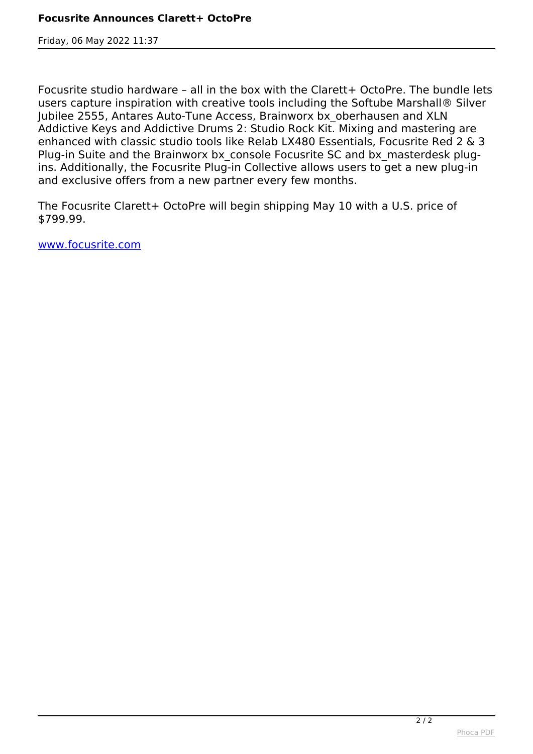Focusrite studio hardware – all in the box with the Clarett+ OctoPre. The bundle lets users capture inspiration with creative tools including the Softube Marshall® Silver Jubilee 2555, Antares Auto-Tune Access, Brainworx bx_oberhausen and XLN Addictive Keys and Addictive Drums 2: Studio Rock Kit. Mixing and mastering are enhanced with classic studio tools like Relab LX480 Essentials, Focusrite Red 2 & 3 Plug-in Suite and the Brainworx bx_console Focusrite SC and bx_masterdesk plug-ins. Additionally, the Focusrite Plug-in Collective allows users to get a new plug-in and exclusive offers from a new partner every few months.

The Focusrite Clarett+ OctoPre will begin shipping May 10 with a U.S. price of $799.99.

[www.focusrite.com](http://www.focusrite.com)